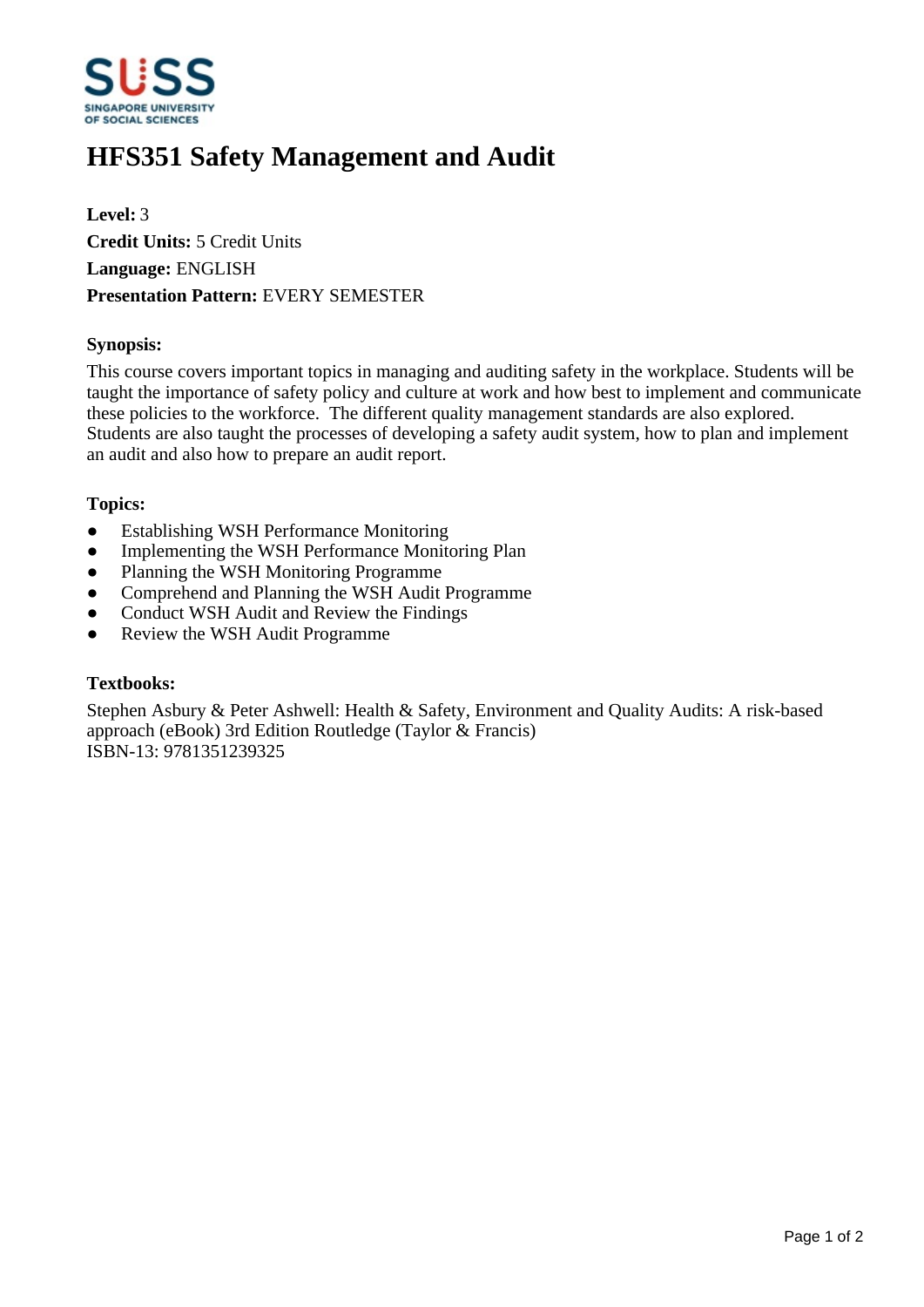# HFS351 Safety Management and Audit

**Level:** 3
**Credit Units:** 5 Credit Units
**Language:** ENGLISH
**Presentation Pattern:** EVERY SEMESTER

### Synopsis:

This course covers important topics in managing and auditing safety in the workplace. Students will be taught the importance of safety policy and culture at work and how best to implement and communicate these policies to the workforce. The different quality management standards are also explored. Students are also taught the processes of developing a safety audit system, how to plan and implement an audit and also how to prepare an audit report.

### Topics:

- Establishing WSH Performance Monitoring
- Implementing the WSH Performance Monitoring Plan
- Planning the WSH Monitoring Programme
- Comprehend and Planning the WSH Audit Programme
- Conduct WSH Audit and Review the Findings
- Review the WSH Audit Programme

### Textbooks:

Stephen Asbury & Peter Ashwell: Health & Safety, Environment and Quality Audits: A risk-based approach (eBook) 3rd Edition Routledge (Taylor & Francis)
ISBN-13: 9781351239325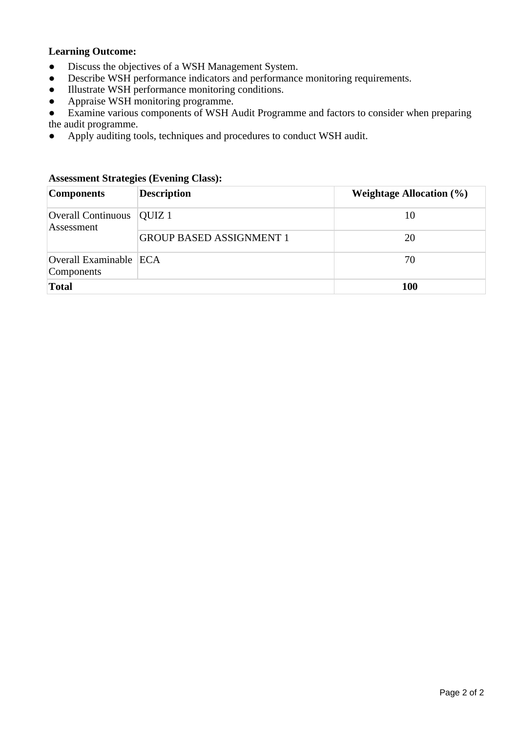**Learning Outcome:**

- Discuss the objectives of a WSH Management System.
- Describe WSH performance indicators and performance monitoring requirements.
- Illustrate WSH performance monitoring conditions.
- Appraise WSH monitoring programme.
- Examine various components of WSH Audit Programme and factors to consider when preparing the audit programme.
- Apply auditing tools, techniques and procedures to conduct WSH audit.

**Assessment Strategies (Evening Class):**

| Components | Description | Weightage Allocation (%) |
|---|---|---|
| Overall Continuous Assessment | QUIZ 1 | 10 |
| | GROUP BASED ASSIGNMENT 1 | 20 |
| Overall Examinable Components | ECA | 70 |
| **Total** | | **100** |